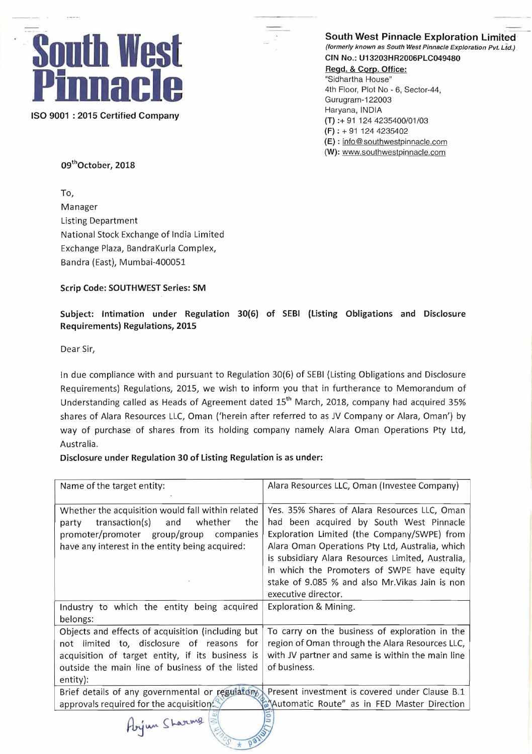# South West Pinnacle

ISO 9001 : 2015 Certified Company

**South West Pinnacle Exploration Limited**
*(formerly known as South West Pinnacle Exploration Pvt. Ltd.)*
**CIN No.: U13203HR2006PLC049480**
**Regd. & Corp. Office:**
"Sidhartha House"
4th Floor, Plot No - 6, Sector-44,
Gurugram-122003
Haryana, INDIA
**(T)** :+ 91 124 4235400/01/03
**(F)** : + 91 124 4235402
**(E)** : info@southwestpinnacle.com
**(W):** www.southwestpinnacle.com

**09th October, 2018**

To,
Manager
Listing Department
National Stock Exchange of India Limited
Exchange Plaza, BandraKurla Complex,
Bandra (East), Mumbai-400051

**Scrip Code: SOUTHWEST Series: SM**

**Subject: Intimation under Regulation 30(6) of SEBI (Listing Obligations and Disclosure Requirements) Regulations, 2015**

Dear Sir,

In due compliance with and pursuant to Regulation 30(6) of SEBI (Listing Obligations and Disclosure Requirements) Regulations, 2015, we wish to inform you that in furtherance to Memorandum of Understanding called as Heads of Agreement dated 15th March, 2018, company had acquired 35% shares of Alara Resources LLC, Oman ('herein after referred to as JV Company or Alara, Oman') by way of purchase of shares from its holding company namely Alara Oman Operations Pty Ltd, Australia.

**Disclosure under Regulation 30 of Listing Regulation is as under:**

| Name of the target entity: | Alara Resources LLC, Oman (Investee Company) |
|---|---|
| Whether the acquisition would fall within related party transaction(s) and whether the promoter/promoter group/group companies have any interest in the entity being acquired: | Yes. 35% Shares of Alara Resources LLC, Oman had been acquired by South West Pinnacle Exploration Limited (the Company/SWPE) from Alara Oman Operations Pty Ltd, Australia, which is subsidiary Alara Resources Limited, Australia, in which the Promoters of SWPE have equity stake of 9.085 % and also Mr.Vikas Jain is non executive director. |
| Industry to which the entity being acquired belongs: | Exploration & Mining. |
| Objects and effects of acquisition (including but not limited to, disclosure of reasons for acquisition of target entity, if its business is outside the main line of business of the listed entity): | To carry on the business of exploration in the region of Oman through the Alara Resources LLC, with JV partner and same is within the main line of business. |
| Brief details of any governmental or regulatory approvals required for the acquisition: | Present investment is covered under Clause B.1 "Automatic Route" as in FED Master Direction |

Arjun Sharma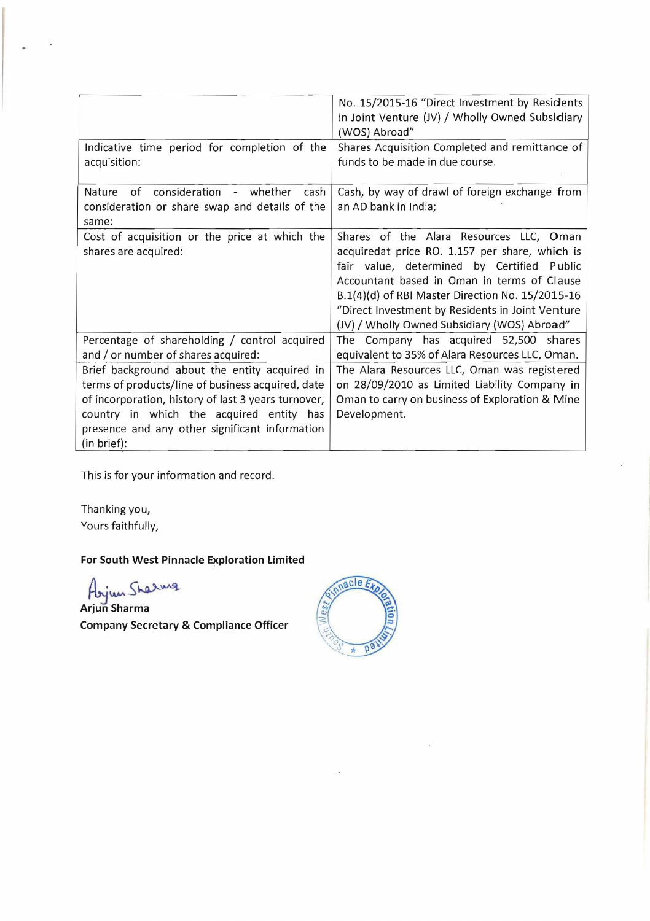| | |
|---|---|
| | No. 15/2015-16 "Direct Investment by Residents in Joint Venture (JV) / Wholly Owned Subsidiary (WOS) Abroad" |
| Indicative time period for completion of the acquisition: | Shares Acquisition Completed and remittance of funds to be made in due course. |
| Nature of consideration - whether cash consideration or share swap and details of the same: | Cash, by way of drawl of foreign exchange from an AD bank in India; |
| Cost of acquisition or the price at which the shares are acquired: | Shares of the Alara Resources LLC, Oman acquiredat price RO. 1.157 per share, which is fair value, determined by Certified Public Accountant based in Oman in terms of Clause B.1(4)(d) of RBI Master Direction No. 15/2015-16 "Direct Investment by Residents in Joint Venture (JV) / Wholly Owned Subsidiary (WOS) Abroad" |
| Percentage of shareholding / control acquired and / or number of shares acquired: | The Company has acquired 52,500 shares equivalent to 35% of Alara Resources LLC, Oman. |
| Brief background about the entity acquired in terms of products/line of business acquired, date of incorporation, history of last 3 years turnover, country in which the acquired entity has presence and any other significant information (in brief): | The Alara Resources LLC, Oman was registered on 28/09/2010 as Limited Liability Company in Oman to carry on business of Exploration & Mine Development. |

This is for your information and record.

Thanking you,
Yours faithfully,

**For South West Pinnacle Exploration Limited**

Arjun Sharma

**Arjun Sharma**
**Company Secretary & Compliance Officer**